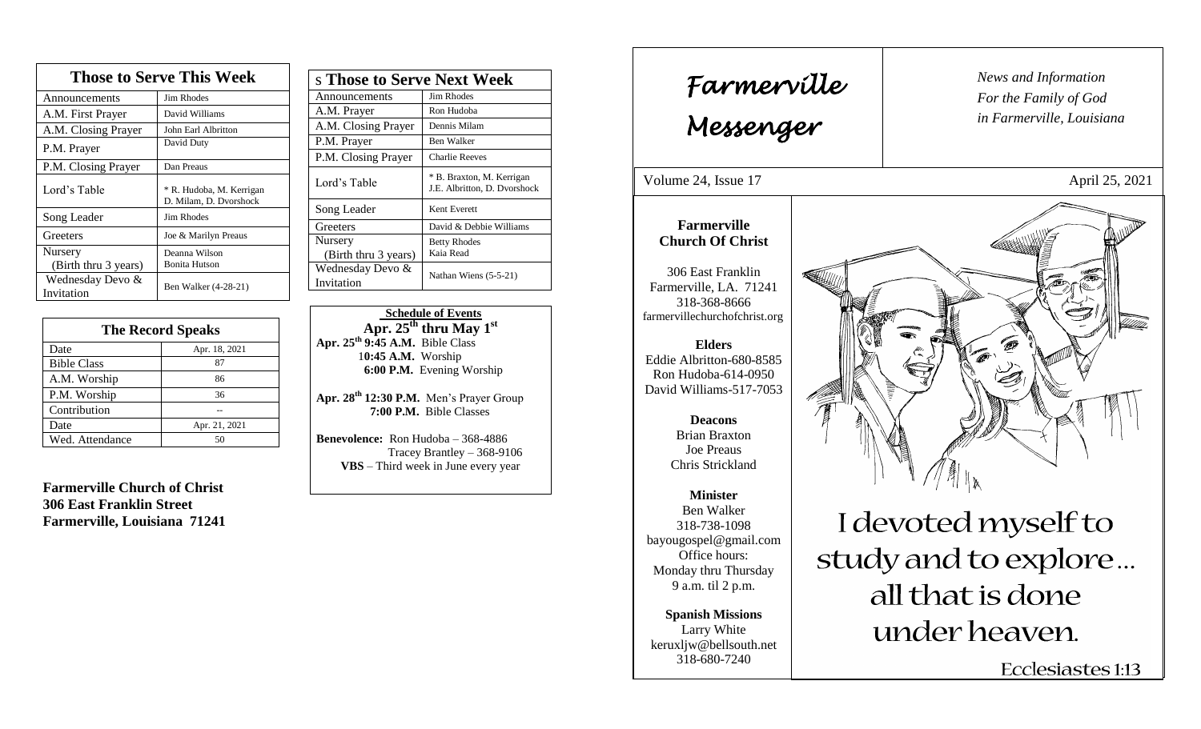## Those to Serve This Week

| Those to Serve This Week | |
|---|---|
| Announcements | Jim Rhodes |
| A.M. First Prayer | David Williams |
| A.M. Closing Prayer | John Earl Albritton |
| P.M. Prayer | David Duty |
| P.M. Closing Prayer | Dan Preaus |
| Lord's Table | * R. Hudoba, M. Kerrigan D. Milam, D. Dvorshock |
| Song Leader | Jim Rhodes |
| Greeters | Joe & Marilyn Preaus |
| Nursery (Birth thru 3 years) | Deanna Wilson Bonita Hutson |
| Wednesday Devo & Invitation | Ben Walker (4-28-21) |

## The Record Speaks

| The Record Speaks | |
|---|---|
| Date | Apr. 18, 2021 |
| Bible Class | 87 |
| A.M. Worship | 86 |
| P.M. Worship | 36 |
| Contribution | -- |
| Date | Apr. 21, 2021 |
| Wed. Attendance | 50 |

**Farmerville Church of Christ**
**306 East Franklin Street**
**Farmerville, Louisiana 71241**

## Those to Serve Next Week

| Those to Serve Next Week | |
|---|---|
| Announcements | Jim Rhodes |
| A.M. Prayer | Ron Hudoba |
| A.M. Closing Prayer | Dennis Milam |
| P.M. Prayer | Ben Walker |
| P.M. Closing Prayer | Charlie Reeves |
| Lord's Table | * B. Braxton, M. Kerrigan J.E. Albritton, D. Dvorshock |
| Song Leader | Kent Everett |
| Greeters | David & Debbie Williams |
| Nursery (Birth thru 3 years) | Betty Rhodes Kaia Read |
| Wednesday Devo & Invitation | Nathan Wiens (5-5-21) |

**Schedule of Events**

**Apr. 25th thru May 1st**

**Apr. 25th 9:45 A.M.** Bible Class
**10:45 A.M.** Worship
**6:00 P.M.** Evening Worship

**Apr. 28th 12:30 P.M.** Men's Prayer Group
**7:00 P.M.** Bible Classes

**Benevolence:** Ron Hudoba – 368-4886
Tracey Brantley – 368-9106
**VBS** – Third week in June every year

# Farmerville Messenger

*News and Information*
*For the Family of God*
*in Farmerville, Louisiana*

Volume 24, Issue 17 April 25, 2021

**Farmerville Church Of Christ**

306 East Franklin
Farmerville, LA. 71241
318-368-8666
farmervillechurchofchrist.org

**Elders**
Eddie Albritton-680-8585
Ron Hudoba-614-0950
David Williams-517-7053

**Deacons**
Brian Braxton
Joe Preaus
Chris Strickland

**Minister**
Ben Walker
318-738-1098
bayougospel@gmail.com
Office hours:
Monday thru Thursday
9 a.m. til 2 p.m.

**Spanish Missions**
Larry White
keruxljw@bellsouth.net
318-680-7240

I devoted myself to study and to explore… all that is done under heaven.

Ecclesiastes 1:13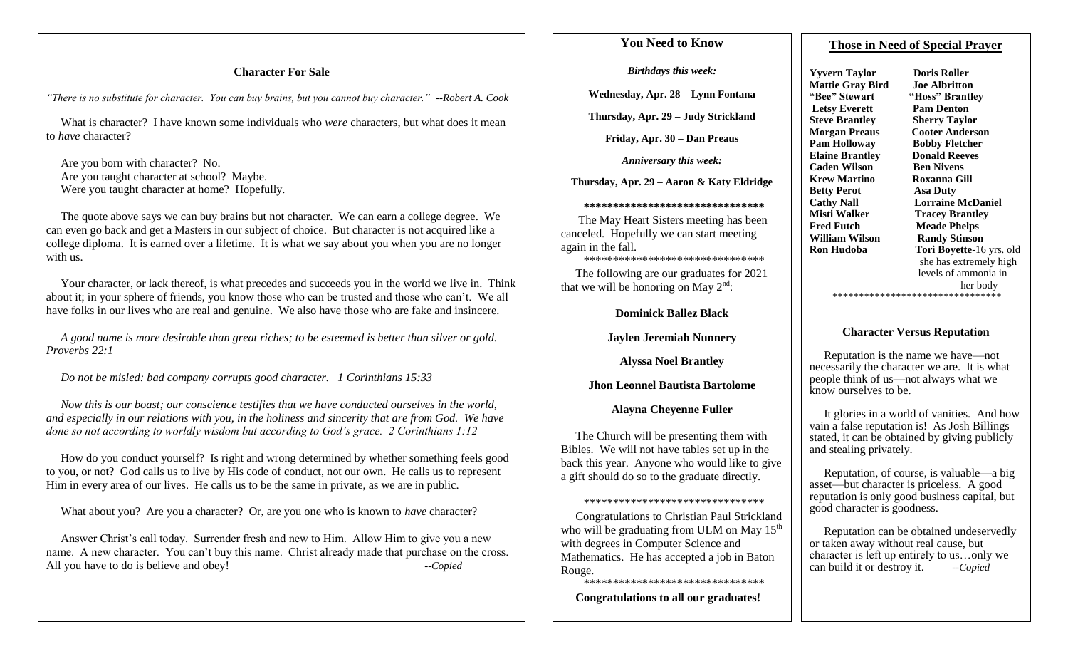## Character For Sale

*"There is no substitute for character. You can buy brains, but you cannot buy character." --Robert A. Cook*

What is character? I have known some individuals who *were* characters, but what does it mean to *have* character?

Are you born with character? No.
Are you taught character at school? Maybe.
Were you taught character at home? Hopefully.

The quote above says we can buy brains but not character. We can earn a college degree. We can even go back and get a Masters in our subject of choice. But character is not acquired like a college diploma. It is earned over a lifetime. It is what we say about you when you are no longer with us.

Your character, or lack thereof, is what precedes and succeeds you in the world we live in. Think about it; in your sphere of friends, you know those who can be trusted and those who can't. We all have folks in our lives who are real and genuine. We also have those who are fake and insincere.

*A good name is more desirable than great riches; to be esteemed is better than silver or gold. Proverbs 22:1*

*Do not be misled: bad company corrupts good character. 1 Corinthians 15:33*

*Now this is our boast; our conscience testifies that we have conducted ourselves in the world, and especially in our relations with you, in the holiness and sincerity that are from God. We have done so not according to worldly wisdom but according to God's grace. 2 Corinthians 1:12*

How do you conduct yourself? Is right and wrong determined by whether something feels good to you, or not? God calls us to live by His code of conduct, not our own. He calls us to represent Him in every area of our lives. He calls us to be the same in private, as we are in public.

What about you? Are you a character? Or, are you one who is known to *have* character?

Answer Christ's call today. Surrender fresh and new to Him. Allow Him to give you a new name. A new character. You can't buy this name. Christ already made that purchase on the cross. All you have to do is believe and obey! *--Copied*

## You Need to Know

***Birthdays this week:***

**Wednesday, Apr. 28 – Lynn Fontana**

**Thursday, Apr. 29 – Judy Strickland**

**Friday, Apr. 30 – Dan Preaus**

***Anniversary this week:***

**Thursday, Apr. 29 – Aaron & Katy Eldridge**

********************************

The May Heart Sisters meeting has been canceled. Hopefully we can start meeting again in the fall.

********************************

The following are our graduates for 2021 that we will be honoring on May 2nd:

**Dominick Ballez Black**

**Jaylen Jeremiah Nunnery**

**Alyssa Noel Brantley**

**Jhon Leonnel Bautista Bartolome**

**Alayna Cheyenne Fuller**

The Church will be presenting them with Bibles. We will not have tables set up in the back this year. Anyone who would like to give a gift should do so to the graduate directly.

********************************

Congratulations to Christian Paul Strickland who will be graduating from ULM on May 15th with degrees in Computer Science and Mathematics. He has accepted a job in Baton Rouge.

********************************

**Congratulations to all our graduates!**

## Those in Need of Special Prayer

| | |
|---|---|
| **Yyvern Taylor** | **Doris Roller** |
| **Mattie Gray Bird** | **Joe Albritton** |
| **"Bee" Stewart** | **"Hoss" Brantley** |
| **Letsy Everett** | **Pam Denton** |
| **Steve Brantley** | **Sherry Taylor** |
| **Morgan Preaus** | **Cooter Anderson** |
| **Pam Holloway** | **Bobby Fletcher** |
| **Elaine Brantley** | **Donald Reeves** |
| **Caden Wilson** | **Ben Nivens** |
| **Krew Martino** | **Roxanna Gill** |
| **Betty Perot** | **Asa Duty** |
| **Cathy Nall** | **Lorraine McDaniel** |
| **Misti Walker** | **Tracey Brantley** |
| **Fred Futch** | **Meade Phelps** |
| **William Wilson** | **Randy Stinson** |
| **Ron Hudoba** | **Tori Boyette**-16 yrs. old she has extremely high levels of ammonia in her body |

********************************

## Character Versus Reputation

Reputation is the name we have—not necessarily the character we are. It is what people think of us—not always what we know ourselves to be.

It glories in a world of vanities. And how vain a false reputation is! As Josh Billings stated, it can be obtained by giving publicly and stealing privately.

Reputation, of course, is valuable—a big asset—but character is priceless. A good reputation is only good business capital, but good character is goodness.

Reputation can be obtained undeservedly or taken away without real cause, but character is left up entirely to us…only we can build it or destroy it. *--Copied*